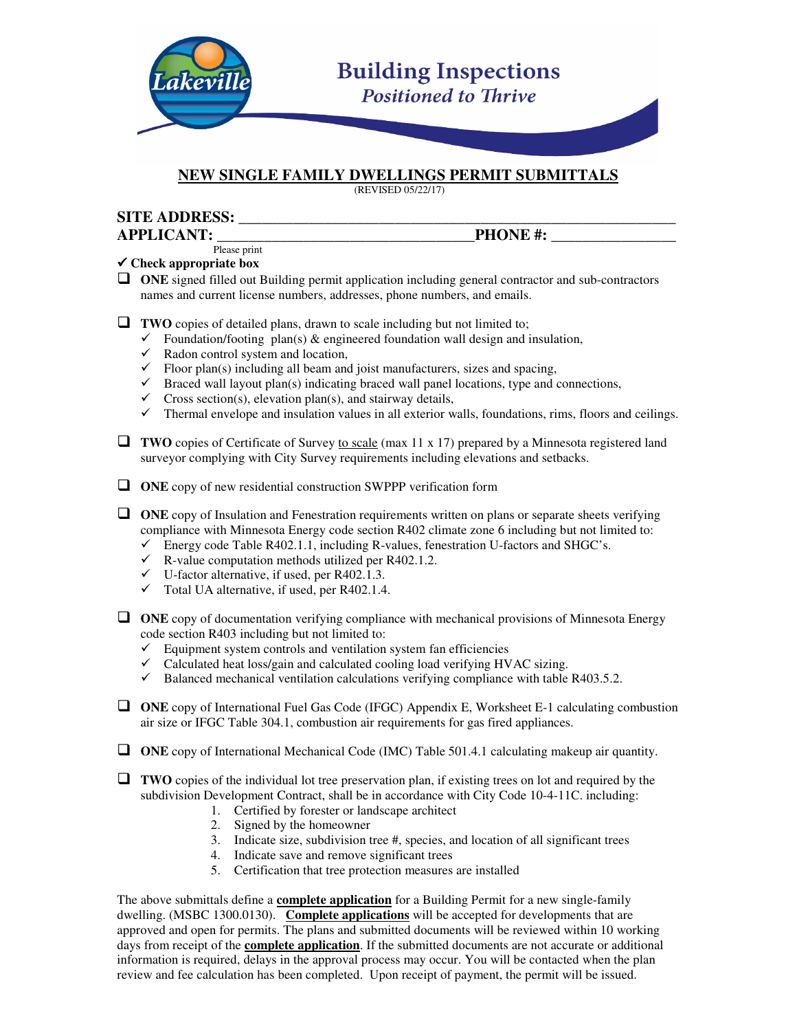Lakeville

# Building Inspections

*Positioned to Thrive*

## NEW SINGLE FAMILY DWELLINGS PERMIT SUBMITTALS

(REVISED 05/22/17)

**SITE ADDRESS:** ____________________________________________________________

**APPLICANT:** __________________________________ **PHONE #:** ________________

Please print

✓ **Check appropriate box**

- ☐ **ONE** signed filled out Building permit application including general contractor and sub-contractors names and current license numbers, addresses, phone numbers, and emails.

- ☐ **TWO** copies of detailed plans, drawn to scale including but not limited to;
  - ✓ Foundation/footing plan(s) & engineered foundation wall design and insulation,
  - ✓ Radon control system and location,
  - ✓ Floor plan(s) including all beam and joist manufacturers, sizes and spacing,
  - ✓ Braced wall layout plan(s) indicating braced wall panel locations, type and connections,
  - ✓ Cross section(s), elevation plan(s), and stairway details,
  - ✓ Thermal envelope and insulation values in all exterior walls, foundations, rims, floors and ceilings.

- ☐ **TWO** copies of Certificate of Survey <u>to scale</u> (max 11 x 17) prepared by a Minnesota registered land surveyor complying with City Survey requirements including elevations and setbacks.

- ☐ **ONE** copy of new residential construction SWPPP verification form

- ☐ **ONE** copy of Insulation and Fenestration requirements written on plans or separate sheets verifying compliance with Minnesota Energy code section R402 climate zone 6 including but not limited to:
  - ✓ Energy code Table R402.1.1, including R-values, fenestration U-factors and SHGC's.
  - ✓ R-value computation methods utilized per R402.1.2.
  - ✓ U-factor alternative, if used, per R402.1.3.
  - ✓ Total UA alternative, if used, per R402.1.4.

- ☐ **ONE** copy of documentation verifying compliance with mechanical provisions of Minnesota Energy code section R403 including but not limited to:
  - ✓ Equipment system controls and ventilation system fan efficiencies
  - ✓ Calculated heat loss/gain and calculated cooling load verifying HVAC sizing.
  - ✓ Balanced mechanical ventilation calculations verifying compliance with table R403.5.2.

- ☐ **ONE** copy of International Fuel Gas Code (IFGC) Appendix E, Worksheet E-1 calculating combustion air size or IFGC Table 304.1, combustion air requirements for gas fired appliances.

- ☐ **ONE** copy of International Mechanical Code (IMC) Table 501.4.1 calculating makeup air quantity.

- ☐ **TWO** copies of the individual lot tree preservation plan, if existing trees on lot and required by the subdivision Development Contract, shall be in accordance with City Code 10-4-11C. including:
  1. Certified by forester or landscape architect
  2. Signed by the homeowner
  3. Indicate size, subdivision tree #, species, and location of all significant trees
  4. Indicate save and remove significant trees
  5. Certification that tree protection measures are installed

The above submittals define a **<u>complete application</u>** for a Building Permit for a new single-family dwelling. (MSBC 1300.0130). **<u>Complete applications</u>** will be accepted for developments that are approved and open for permits. The plans and submitted documents will be reviewed within 10 working days from receipt of the **<u>complete application</u>**. If the submitted documents are not accurate or additional information is required, delays in the approval process may occur. You will be contacted when the plan review and fee calculation has been completed. Upon receipt of payment, the permit will be issued.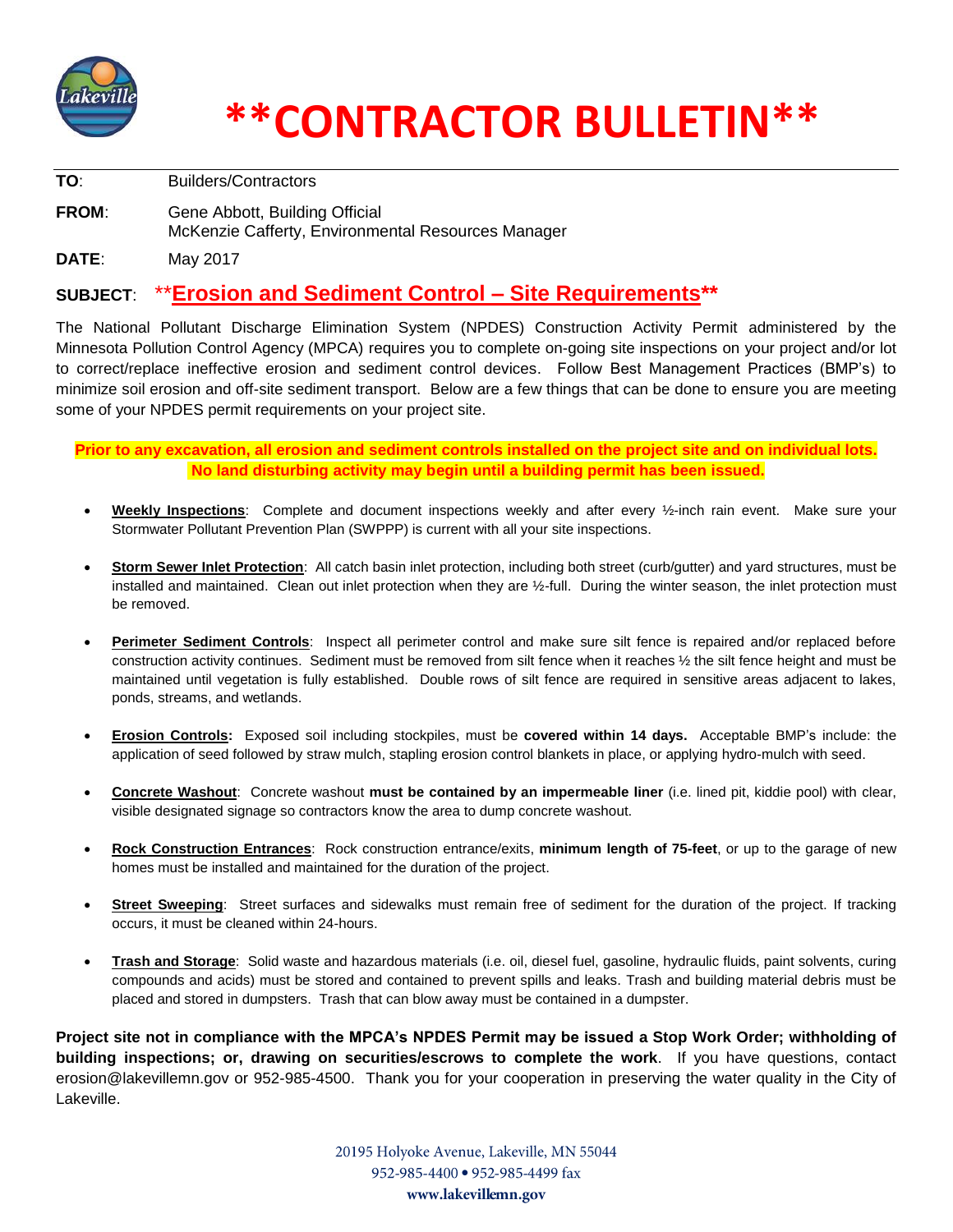# **CONTRACTOR BULLETIN**

**TO**: Builders/Contractors

**FROM**: Gene Abbott, Building Official
McKenzie Cafferty, Environmental Resources Manager

**DATE**: May 2017

**SUBJECT**: **Erosion and Sediment Control – Site Requirements**

The National Pollutant Discharge Elimination System (NPDES) Construction Activity Permit administered by the Minnesota Pollution Control Agency (MPCA) requires you to complete on-going site inspections on your project and/or lot to correct/replace ineffective erosion and sediment control devices. Follow Best Management Practices (BMP's) to minimize soil erosion and off-site sediment transport. Below are a few things that can be done to ensure you are meeting some of your NPDES permit requirements on your project site.

**Prior to any excavation, all erosion and sediment controls installed on the project site and on individual lots. No land disturbing activity may begin until a building permit has been issued.**

- **Weekly Inspections**: Complete and document inspections weekly and after every ½-inch rain event. Make sure your Stormwater Pollutant Prevention Plan (SWPPP) is current with all your site inspections.
- **Storm Sewer Inlet Protection**: All catch basin inlet protection, including both street (curb/gutter) and yard structures, must be installed and maintained. Clean out inlet protection when they are ½-full. During the winter season, the inlet protection must be removed.
- **Perimeter Sediment Controls**: Inspect all perimeter control and make sure silt fence is repaired and/or replaced before construction activity continues. Sediment must be removed from silt fence when it reaches ½ the silt fence height and must be maintained until vegetation is fully established. Double rows of silt fence are required in sensitive areas adjacent to lakes, ponds, streams, and wetlands.
- **Erosion Controls:** Exposed soil including stockpiles, must be **covered within 14 days.** Acceptable BMP's include: the application of seed followed by straw mulch, stapling erosion control blankets in place, or applying hydro-mulch with seed.
- **Concrete Washout**: Concrete washout **must be contained by an impermeable liner** (i.e. lined pit, kiddie pool) with clear, visible designated signage so contractors know the area to dump concrete washout.
- **Rock Construction Entrances**: Rock construction entrance/exits, **minimum length of 75-feet**, or up to the garage of new homes must be installed and maintained for the duration of the project.
- **Street Sweeping**: Street surfaces and sidewalks must remain free of sediment for the duration of the project. If tracking occurs, it must be cleaned within 24-hours.
- **Trash and Storage**: Solid waste and hazardous materials (i.e. oil, diesel fuel, gasoline, hydraulic fluids, paint solvents, curing compounds and acids) must be stored and contained to prevent spills and leaks. Trash and building material debris must be placed and stored in dumpsters. Trash that can blow away must be contained in a dumpster.

**Project site not in compliance with the MPCA's NPDES Permit may be issued a Stop Work Order; withholding of building inspections; or, drawing on securities/escrows to complete the work**. If you have questions, contact erosion@lakevillemn.gov or 952-985-4500. Thank you for your cooperation in preserving the water quality in the City of Lakeville.

20195 Holyoke Avenue, Lakeville, MN 55044
952-985-4400 • 952-985-4499 fax
**www.lakevillemn.gov**